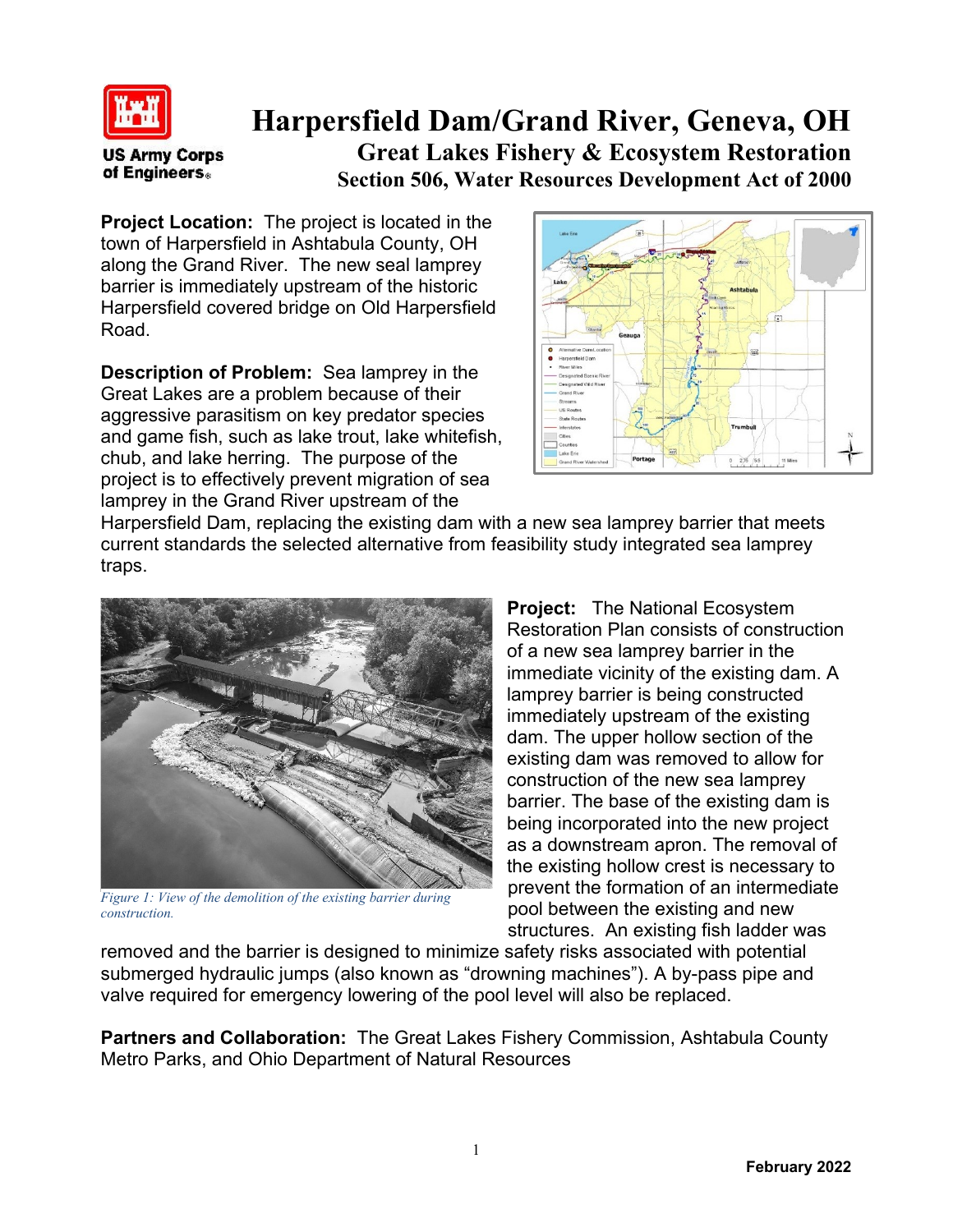# Harpersfield Dam/Grand River, Geneva, OH

## Great Lakes Fishery & Ecosystem Restoration

### Section 506, Water Resources Development Act of 2000

**Project Location:** The project is located in the town of Harpersfield in Ashtabula County, OH along the Grand River. The new seal lamprey barrier is immediately upstream of the historic Harpersfield covered bridge on Old Harpersfield Road.

**Description of Problem:** Sea lamprey in the Great Lakes are a problem because of their aggressive parasitism on key predator species and game fish, such as lake trout, lake whitefish, chub, and lake herring. The purpose of the project is to effectively prevent migration of sea lamprey in the Grand River upstream of the Harpersfield Dam, replacing the existing dam with a new sea lamprey barrier that meets current standards the selected alternative from feasibility study integrated sea lamprey traps.

*Figure 1: View of the demolition of the existing barrier during construction.*

**Project:** The National Ecosystem Restoration Plan consists of construction of a new sea lamprey barrier in the immediate vicinity of the existing dam. A lamprey barrier is being constructed immediately upstream of the existing dam. The upper hollow section of the existing dam was removed to allow for construction of the new sea lamprey barrier. The base of the existing dam is being incorporated into the new project as a downstream apron. The removal of the existing hollow crest is necessary to prevent the formation of an intermediate pool between the existing and new structures. An existing fish ladder was removed and the barrier is designed to minimize safety risks associated with potential submerged hydraulic jumps (also known as "drowning machines"). A by-pass pipe and valve required for emergency lowering of the pool level will also be replaced.

**Partners and Collaboration:** The Great Lakes Fishery Commission, Ashtabula County Metro Parks, and Ohio Department of Natural Resources

February 2022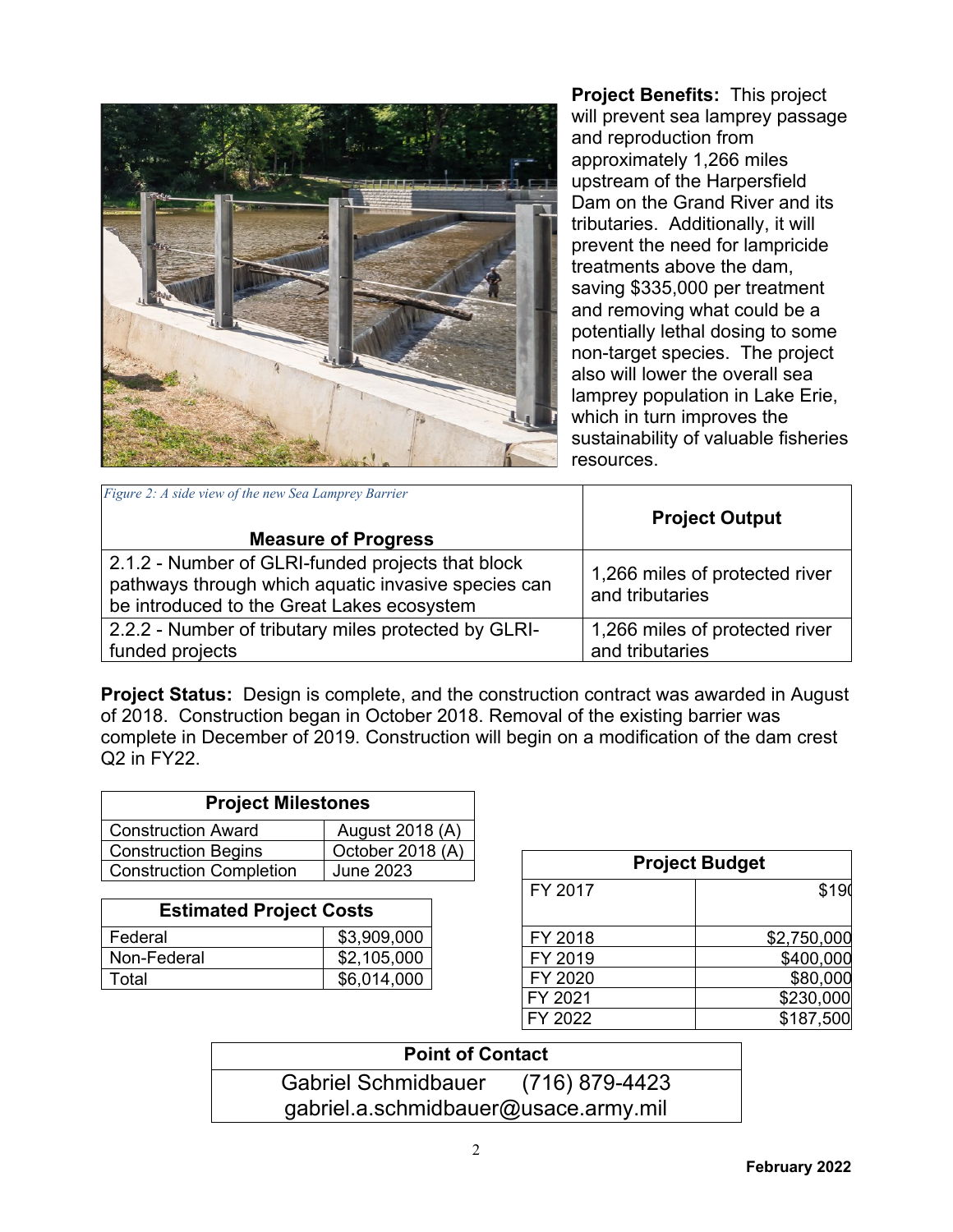**Project Benefits:** This project will prevent sea lamprey passage and reproduction from approximately 1,266 miles upstream of the Harpersfield Dam on the Grand River and its tributaries. Additionally, it will prevent the need for lampricide treatments above the dam, saving $335,000 per treatment and removing what could be a potentially lethal dosing to some non-target species. The project also will lower the overall sea lamprey population in Lake Erie, which in turn improves the sustainability of valuable fisheries resources.

*Figure 2: A side view of the new Sea Lamprey Barrier*

| Measure of Progress | Project Output |
|---|---|
| 2.1.2 - Number of GLRI-funded projects that block pathways through which aquatic invasive species can be introduced to the Great Lakes ecosystem | 1,266 miles of protected river and tributaries |
| 2.2.2 - Number of tributary miles protected by GLRI-funded projects | 1,266 miles of protected river and tributaries |

**Project Status:** Design is complete, and the construction contract was awarded in August of 2018. Construction began in October 2018. Removal of the existing barrier was complete in December of 2019. Construction will begin on a modification of the dam crest Q2 in FY22.

| Project Milestones | |
|---|---|
| Construction Award | August 2018 (A) |
| Construction Begins | October 2018 (A) |
| Construction Completion | June 2023 |

| Estimated Project Costs | |
|---|---|
| Federal | $3,909,000 |
| Non-Federal | $2,105,000 |
| Total | $6,014,000 |

| Project Budget | |
|---|---|
| FY 2017 | $190 |
| FY 2018 | $2,750,000 |
| FY 2019 | $400,000 |
| FY 2020 | $80,000 |
| FY 2021 | $230,000 |
| FY 2022 | $187,500 |

| Point of Contact |
|---|
| Gabriel Schmidbauer (716) 879-4423 |
| gabriel.a.schmidbauer@usace.army.mil |

February 2022